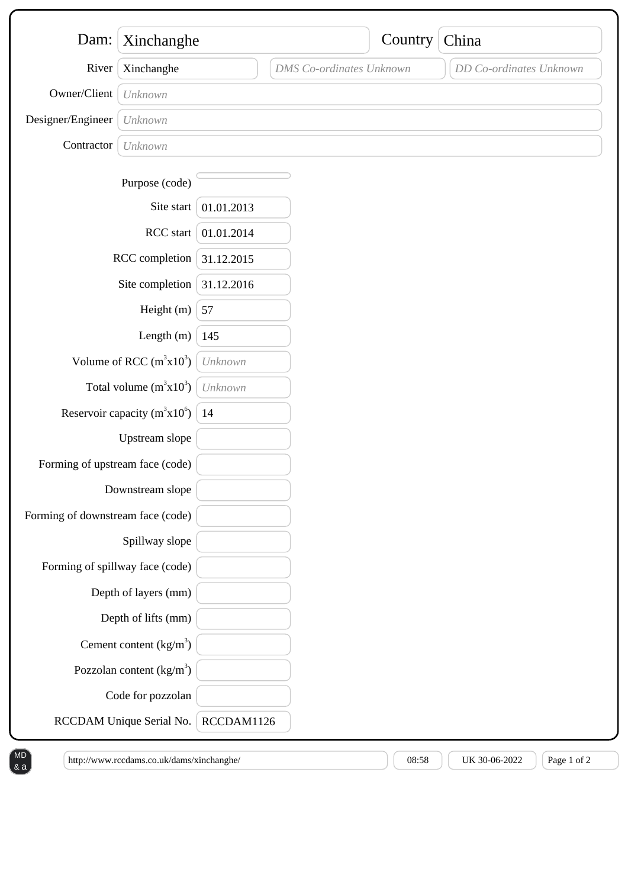| Field | Value |
| --- | --- |
| Dam: | Xinchanghe |
| Country | China |
| River | Xinchanghe |
| DMS Co-ordinates | *DMS Co-ordinates Unknown* |
| DD Co-ordinates | *DD Co-ordinates Unknown* |
| Owner/Client | *Unknown* |
| Designer/Engineer | *Unknown* |
| Contractor | *Unknown* |

| Field | Value |
| --- | --- |
| Purpose (code) | |
| Site start | 01.01.2013 |
| RCC start | 01.01.2014 |
| RCC completion | 31.12.2015 |
| Site completion | 31.12.2016 |
| Height (m) | 57 |
| Length (m) | 145 |
| Volume of RCC ($m^3x10^3$) | *Unknown* |
| Total volume ($m^3x10^3$) | *Unknown* |
| Reservoir capacity ($m^3x10^6$) | 14 |
| Upstream slope | |
| Forming of upstream face (code) | |
| Downstream slope | |
| Forming of downstream face (code) | |
| Spillway slope | |
| Forming of spillway face (code) | |
| Depth of layers (mm) | |
| Depth of lifts (mm) | |
| Cement content ($kg/m^3$) | |
| Pozzolan content ($kg/m^3$) | |
| Code for pozzolan | |
| RCCDAM Unique Serial No. | RCCDAM1126 |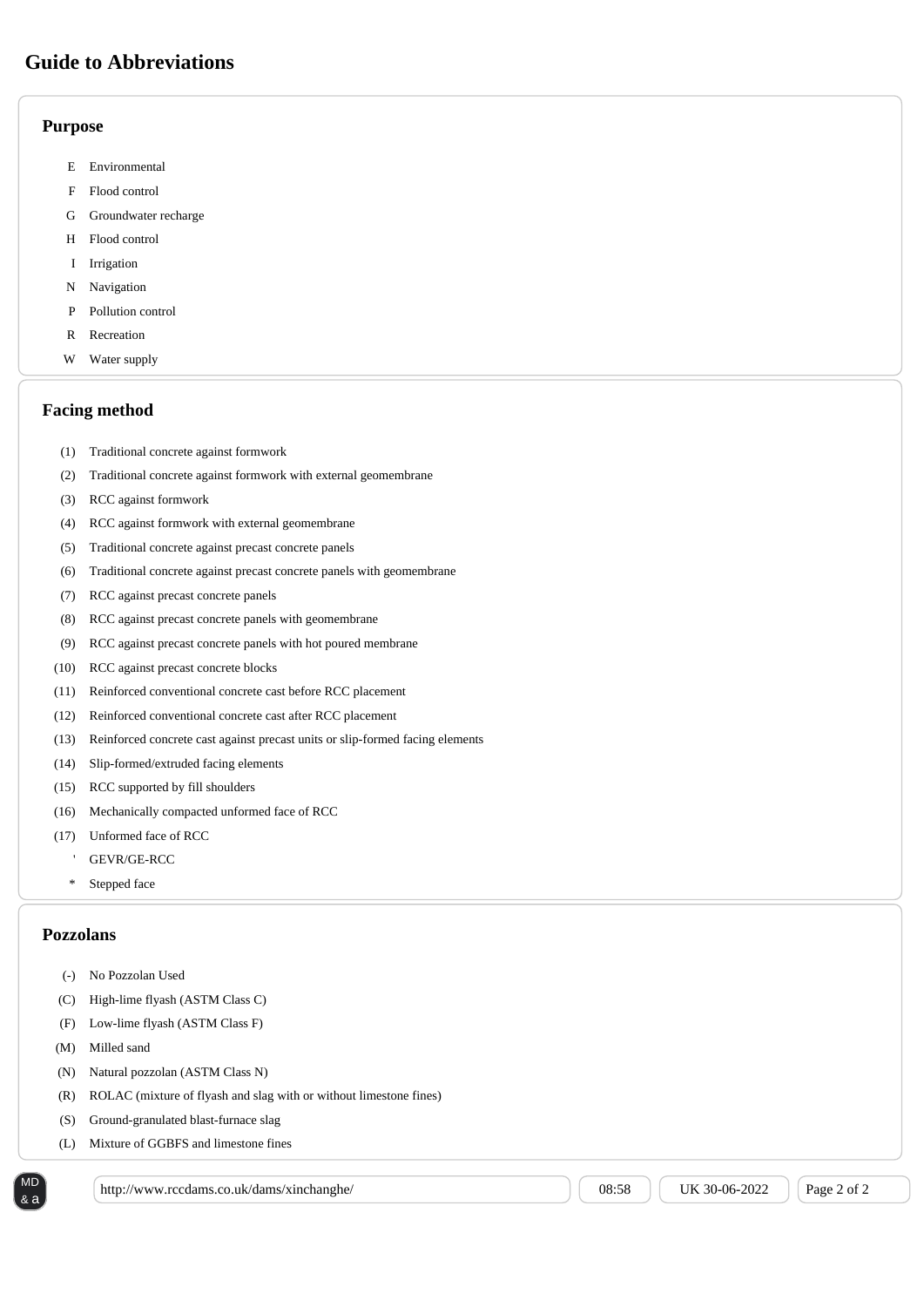# Guide to Abbreviations

## Purpose

- E Environmental
- F Flood control
- G Groundwater recharge
- H Flood control
- I Irrigation
- N Navigation
- P Pollution control
- R Recreation
- W Water supply

## Facing method

- (1) Traditional concrete against formwork
- (2) Traditional concrete against formwork with external geomembrane
- (3) RCC against formwork
- (4) RCC against formwork with external geomembrane
- (5) Traditional concrete against precast concrete panels
- (6) Traditional concrete against precast concrete panels with geomembrane
- (7) RCC against precast concrete panels
- (8) RCC against precast concrete panels with geomembrane
- (9) RCC against precast concrete panels with hot poured membrane
- (10) RCC against precast concrete blocks
- (11) Reinforced conventional concrete cast before RCC placement
- (12) Reinforced conventional concrete cast after RCC placement
- (13) Reinforced concrete cast against precast units or slip-formed facing elements
- (14) Slip-formed/extruded facing elements
- (15) RCC supported by fill shoulders
- (16) Mechanically compacted unformed face of RCC
- (17) Unformed face of RCC
- ' GEVR/GE-RCC
- * Stepped face

## Pozzolans

- (-) No Pozzolan Used
- (C) High-lime flyash (ASTM Class C)
- (F) Low-lime flyash (ASTM Class F)
- (M) Milled sand
- (N) Natural pozzolan (ASTM Class N)
- (R) ROLAC (mixture of flyash and slag with or without limestone fines)
- (S) Ground-granulated blast-furnace slag
- (L) Mixture of GGBFS and limestone fines